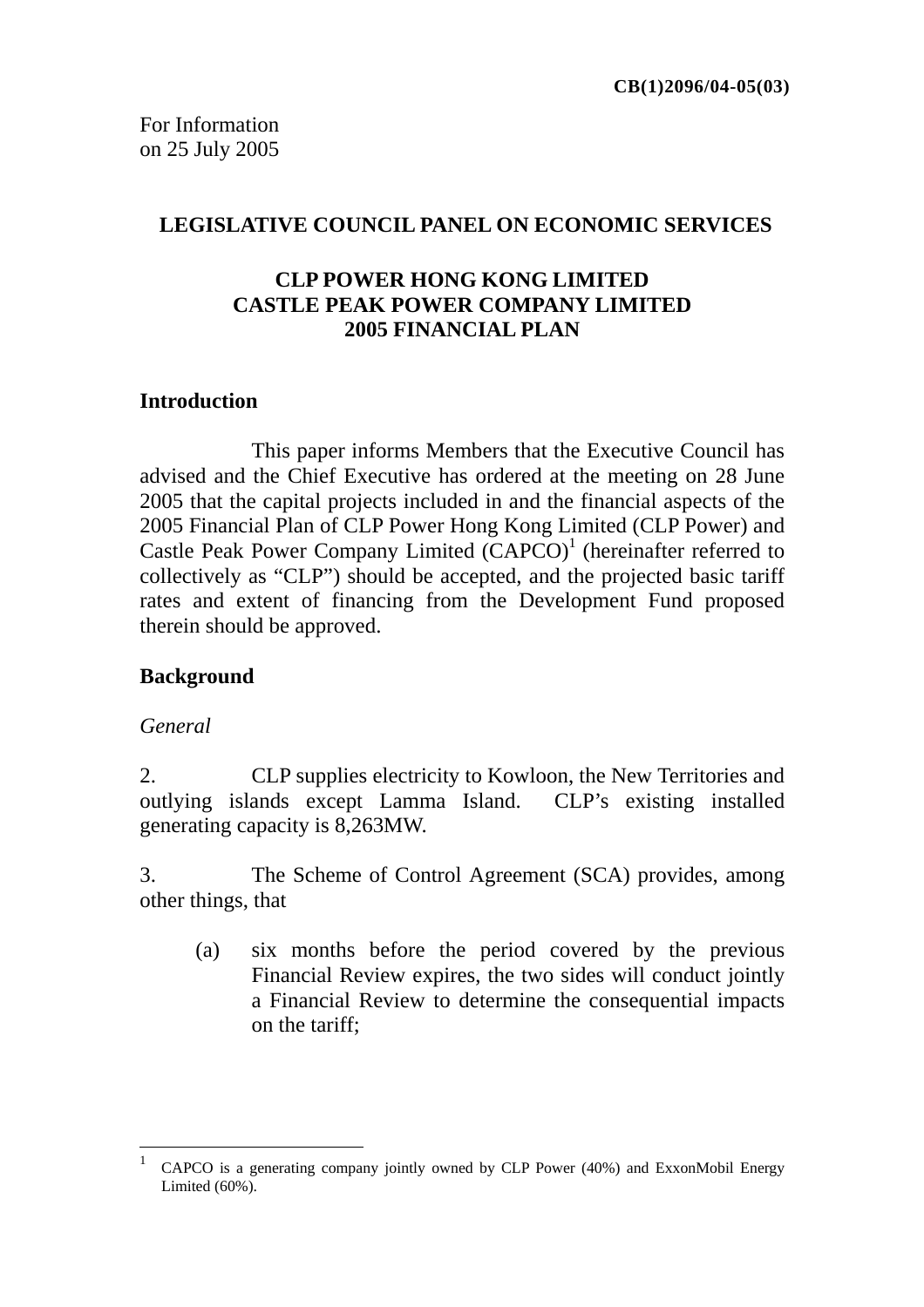CB(1)2096/04-05(03)

For Information
on 25 July 2005

## LEGISLATIVE COUNCIL PANEL ON ECONOMIC SERVICES

## CLP POWER HONG KONG LIMITED
## CASTLE PEAK POWER COMPANY LIMITED
## 2005 FINANCIAL PLAN

### Introduction

This paper informs Members that the Executive Council has advised and the Chief Executive has ordered at the meeting on 28 June 2005 that the capital projects included in and the financial aspects of the 2005 Financial Plan of CLP Power Hong Kong Limited (CLP Power) and Castle Peak Power Company Limited (CAPCO)[1] (hereinafter referred to collectively as "CLP") should be accepted, and the projected basic tariff rates and extent of financing from the Development Fund proposed therein should be approved.

### Background

*General*

2. CLP supplies electricity to Kowloon, the New Territories and outlying islands except Lamma Island. CLP's existing installed generating capacity is 8,263MW.

3. The Scheme of Control Agreement (SCA) provides, among other things, that

(a) six months before the period covered by the previous Financial Review expires, the two sides will conduct jointly a Financial Review to determine the consequential impacts on the tariff;

---

[1] CAPCO is a generating company jointly owned by CLP Power (40%) and ExxonMobil Energy Limited (60%).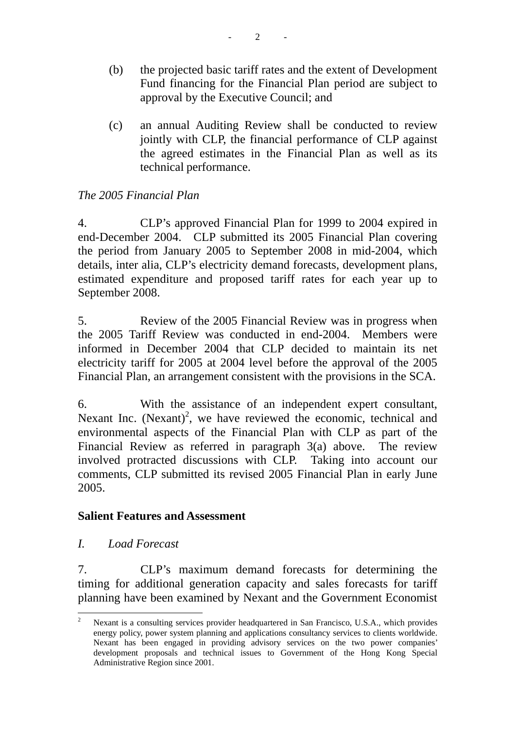(b) the projected basic tariff rates and the extent of Development Fund financing for the Financial Plan period are subject to approval by the Executive Council; and

(c) an annual Auditing Review shall be conducted to review jointly with CLP, the financial performance of CLP against the agreed estimates in the Financial Plan as well as its technical performance.

*The 2005 Financial Plan*

4. CLP's approved Financial Plan for 1999 to 2004 expired in end-December 2004. CLP submitted its 2005 Financial Plan covering the period from January 2005 to September 2008 in mid-2004, which details, inter alia, CLP's electricity demand forecasts, development plans, estimated expenditure and proposed tariff rates for each year up to September 2008.

5. Review of the 2005 Financial Review was in progress when the 2005 Tariff Review was conducted in end-2004. Members were informed in December 2004 that CLP decided to maintain its net electricity tariff for 2005 at 2004 level before the approval of the 2005 Financial Plan, an arrangement consistent with the provisions in the SCA.

6. With the assistance of an independent expert consultant, Nexant Inc. (Nexant)[2], we have reviewed the economic, technical and environmental aspects of the Financial Plan with CLP as part of the Financial Review as referred in paragraph 3(a) above. The review involved protracted discussions with CLP. Taking into account our comments, CLP submitted its revised 2005 Financial Plan in early June 2005.

**Salient Features and Assessment**

*I. Load Forecast*

7. CLP's maximum demand forecasts for determining the timing for additional generation capacity and sales forecasts for tariff planning have been examined by Nexant and the Government Economist

---

[2] Nexant is a consulting services provider headquartered in San Francisco, U.S.A., which provides energy policy, power system planning and applications consultancy services to clients worldwide. Nexant has been engaged in providing advisory services on the two power companies' development proposals and technical issues to Government of the Hong Kong Special Administrative Region since 2001.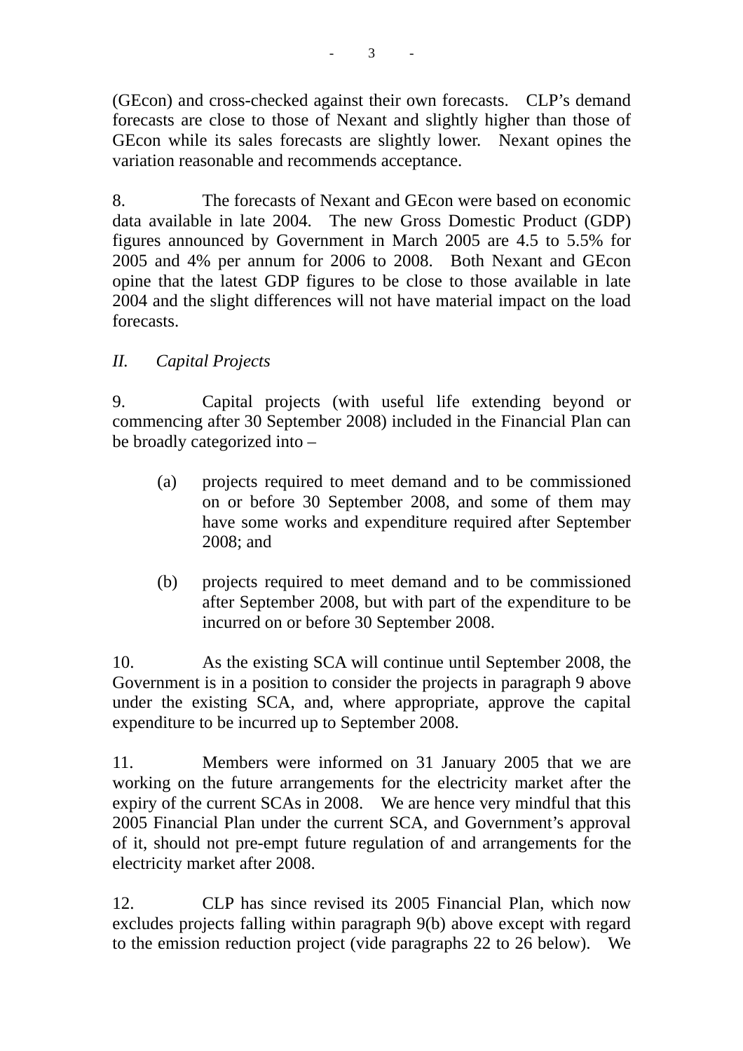(GEcon) and cross-checked against their own forecasts. CLP's demand forecasts are close to those of Nexant and slightly higher than those of GEcon while its sales forecasts are slightly lower. Nexant opines the variation reasonable and recommends acceptance.

8. The forecasts of Nexant and GEcon were based on economic data available in late 2004. The new Gross Domestic Product (GDP) figures announced by Government in March 2005 are 4.5 to 5.5% for 2005 and 4% per annum for 2006 to 2008. Both Nexant and GEcon opine that the latest GDP figures to be close to those available in late 2004 and the slight differences will not have material impact on the load forecasts.

*II. Capital Projects*

9. Capital projects (with useful life extending beyond or commencing after 30 September 2008) included in the Financial Plan can be broadly categorized into –

(a) projects required to meet demand and to be commissioned on or before 30 September 2008, and some of them may have some works and expenditure required after September 2008; and

(b) projects required to meet demand and to be commissioned after September 2008, but with part of the expenditure to be incurred on or before 30 September 2008.

10. As the existing SCA will continue until September 2008, the Government is in a position to consider the projects in paragraph 9 above under the existing SCA, and, where appropriate, approve the capital expenditure to be incurred up to September 2008.

11. Members were informed on 31 January 2005 that we are working on the future arrangements for the electricity market after the expiry of the current SCAs in 2008. We are hence very mindful that this 2005 Financial Plan under the current SCA, and Government's approval of it, should not pre-empt future regulation of and arrangements for the electricity market after 2008.

12. CLP has since revised its 2005 Financial Plan, which now excludes projects falling within paragraph 9(b) above except with regard to the emission reduction project (vide paragraphs 22 to 26 below). We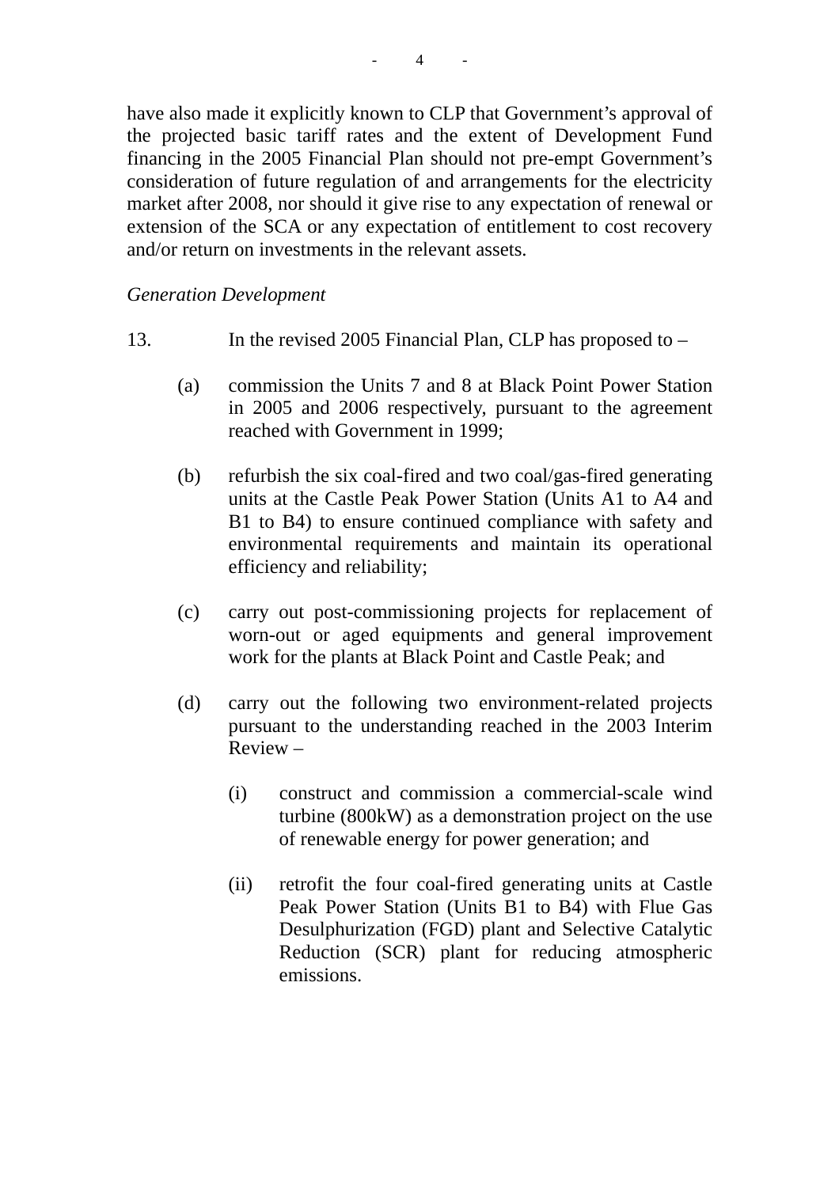have also made it explicitly known to CLP that Government's approval of the projected basic tariff rates and the extent of Development Fund financing in the 2005 Financial Plan should not pre-empt Government's consideration of future regulation of and arrangements for the electricity market after 2008, nor should it give rise to any expectation of renewal or extension of the SCA or any expectation of entitlement to cost recovery and/or return on investments in the relevant assets.

*Generation Development*

13. In the revised 2005 Financial Plan, CLP has proposed to –

(a) commission the Units 7 and 8 at Black Point Power Station in 2005 and 2006 respectively, pursuant to the agreement reached with Government in 1999;

(b) refurbish the six coal-fired and two coal/gas-fired generating units at the Castle Peak Power Station (Units A1 to A4 and B1 to B4) to ensure continued compliance with safety and environmental requirements and maintain its operational efficiency and reliability;

(c) carry out post-commissioning projects for replacement of worn-out or aged equipments and general improvement work for the plants at Black Point and Castle Peak; and

(d) carry out the following two environment-related projects pursuant to the understanding reached in the 2003 Interim Review –

  (i) construct and commission a commercial-scale wind turbine (800kW) as a demonstration project on the use of renewable energy for power generation; and

  (ii) retrofit the four coal-fired generating units at Castle Peak Power Station (Units B1 to B4) with Flue Gas Desulphurization (FGD) plant and Selective Catalytic Reduction (SCR) plant for reducing atmospheric emissions.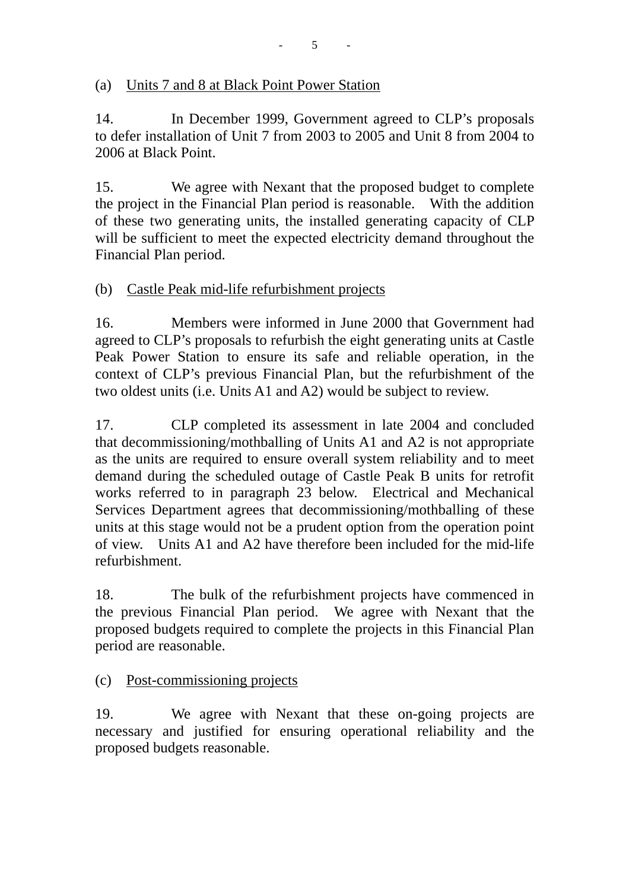(a) <u>Units 7 and 8 at Black Point Power Station</u>

14. In December 1999, Government agreed to CLP's proposals to defer installation of Unit 7 from 2003 to 2005 and Unit 8 from 2004 to 2006 at Black Point.

15. We agree with Nexant that the proposed budget to complete the project in the Financial Plan period is reasonable. With the addition of these two generating units, the installed generating capacity of CLP will be sufficient to meet the expected electricity demand throughout the Financial Plan period.

(b) <u>Castle Peak mid-life refurbishment projects</u>

16. Members were informed in June 2000 that Government had agreed to CLP's proposals to refurbish the eight generating units at Castle Peak Power Station to ensure its safe and reliable operation, in the context of CLP's previous Financial Plan, but the refurbishment of the two oldest units (i.e. Units A1 and A2) would be subject to review.

17. CLP completed its assessment in late 2004 and concluded that decommissioning/mothballing of Units A1 and A2 is not appropriate as the units are required to ensure overall system reliability and to meet demand during the scheduled outage of Castle Peak B units for retrofit works referred to in paragraph 23 below. Electrical and Mechanical Services Department agrees that decommissioning/mothballing of these units at this stage would not be a prudent option from the operation point of view. Units A1 and A2 have therefore been included for the mid-life refurbishment.

18. The bulk of the refurbishment projects have commenced in the previous Financial Plan period. We agree with Nexant that the proposed budgets required to complete the projects in this Financial Plan period are reasonable.

(c) <u>Post-commissioning projects</u>

19. We agree with Nexant that these on-going projects are necessary and justified for ensuring operational reliability and the proposed budgets reasonable.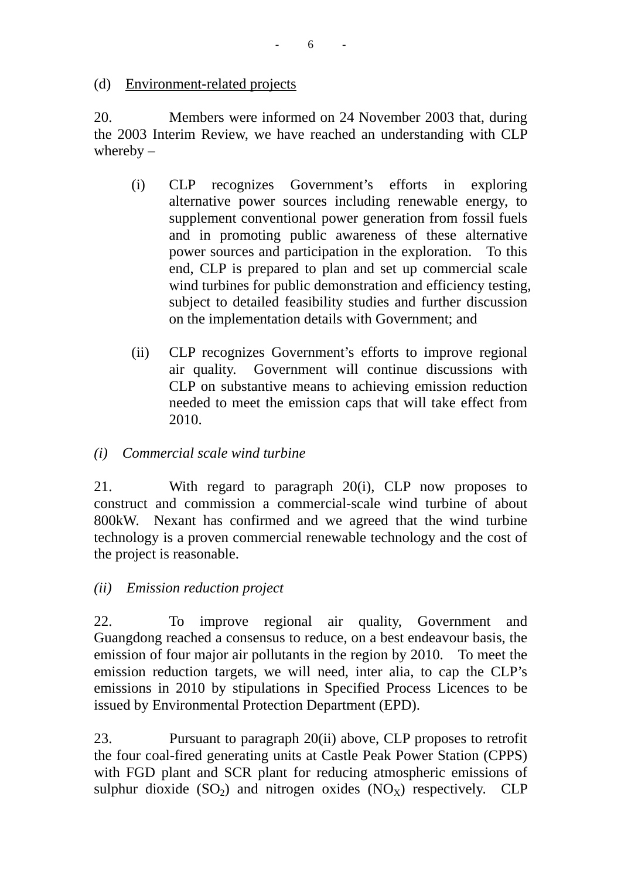(d) Environment-related projects

20. Members were informed on 24 November 2003 that, during the 2003 Interim Review, we have reached an understanding with CLP whereby –

(i) CLP recognizes Government's efforts in exploring alternative power sources including renewable energy, to supplement conventional power generation from fossil fuels and in promoting public awareness of these alternative power sources and participation in the exploration. To this end, CLP is prepared to plan and set up commercial scale wind turbines for public demonstration and efficiency testing, subject to detailed feasibility studies and further discussion on the implementation details with Government; and

(ii) CLP recognizes Government's efforts to improve regional air quality. Government will continue discussions with CLP on substantive means to achieving emission reduction needed to meet the emission caps that will take effect from 2010.

*(i) Commercial scale wind turbine*

21. With regard to paragraph 20(i), CLP now proposes to construct and commission a commercial-scale wind turbine of about 800kW. Nexant has confirmed and we agreed that the wind turbine technology is a proven commercial renewable technology and the cost of the project is reasonable.

*(ii) Emission reduction project*

22. To improve regional air quality, Government and Guangdong reached a consensus to reduce, on a best endeavour basis, the emission of four major air pollutants in the region by 2010. To meet the emission reduction targets, we will need, inter alia, to cap the CLP's emissions in 2010 by stipulations in Specified Process Licences to be issued by Environmental Protection Department (EPD).

23. Pursuant to paragraph 20(ii) above, CLP proposes to retrofit the four coal-fired generating units at Castle Peak Power Station (CPPS) with FGD plant and SCR plant for reducing atmospheric emissions of sulphur dioxide ($SO_2$) and nitrogen oxides ($NO_X$) respectively. CLP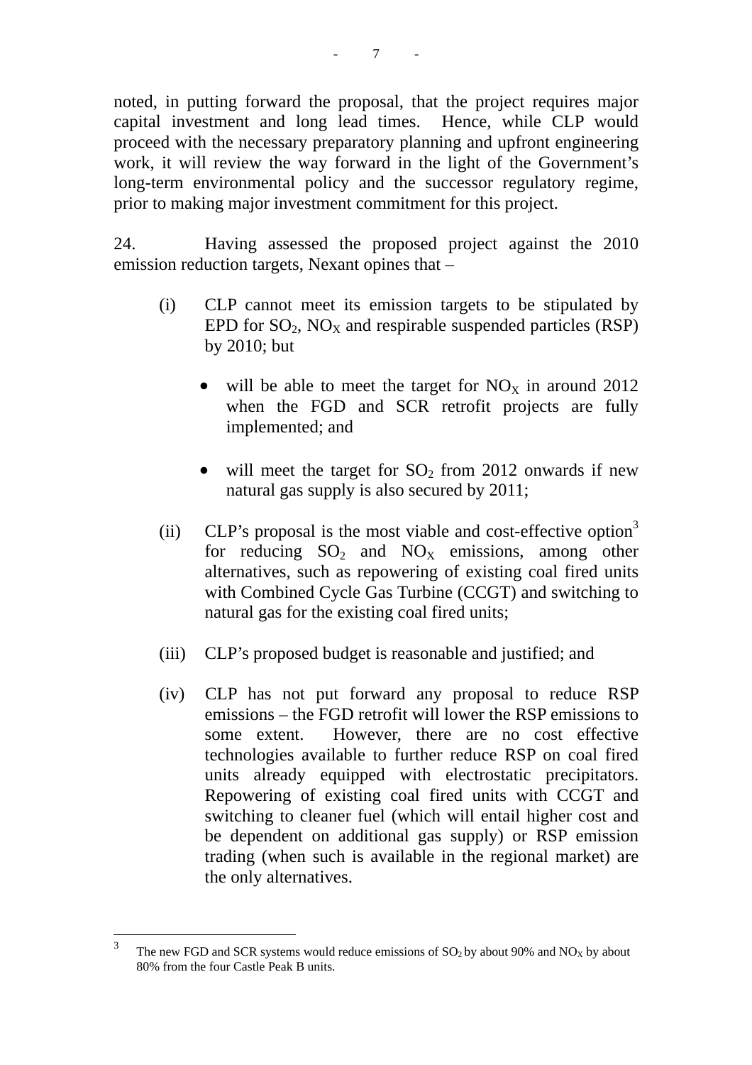noted, in putting forward the proposal, that the project requires major capital investment and long lead times. Hence, while CLP would proceed with the necessary preparatory planning and upfront engineering work, it will review the way forward in the light of the Government's long-term environmental policy and the successor regulatory regime, prior to making major investment commitment for this project.

24. Having assessed the proposed project against the 2010 emission reduction targets, Nexant opines that –

(i) CLP cannot meet its emission targets to be stipulated by EPD for $SO_2$, $NO_X$ and respirable suspended particles (RSP) by 2010; but

- will be able to meet the target for $NO_X$ in around 2012 when the FGD and SCR retrofit projects are fully implemented; and
- will meet the target for $SO_2$ from 2012 onwards if new natural gas supply is also secured by 2011;

(ii) CLP's proposal is the most viable and cost-effective option[3] for reducing $SO_2$ and $NO_X$ emissions, among other alternatives, such as repowering of existing coal fired units with Combined Cycle Gas Turbine (CCGT) and switching to natural gas for the existing coal fired units;

(iii) CLP's proposed budget is reasonable and justified; and

(iv) CLP has not put forward any proposal to reduce RSP emissions – the FGD retrofit will lower the RSP emissions to some extent. However, there are no cost effective technologies available to further reduce RSP on coal fired units already equipped with electrostatic precipitators. Repowering of existing coal fired units with CCGT and switching to cleaner fuel (which will entail higher cost and be dependent on additional gas supply) or RSP emission trading (when such is available in the regional market) are the only alternatives.

---

[3] The new FGD and SCR systems would reduce emissions of $SO_2$ by about 90% and $NO_X$ by about 80% from the four Castle Peak B units.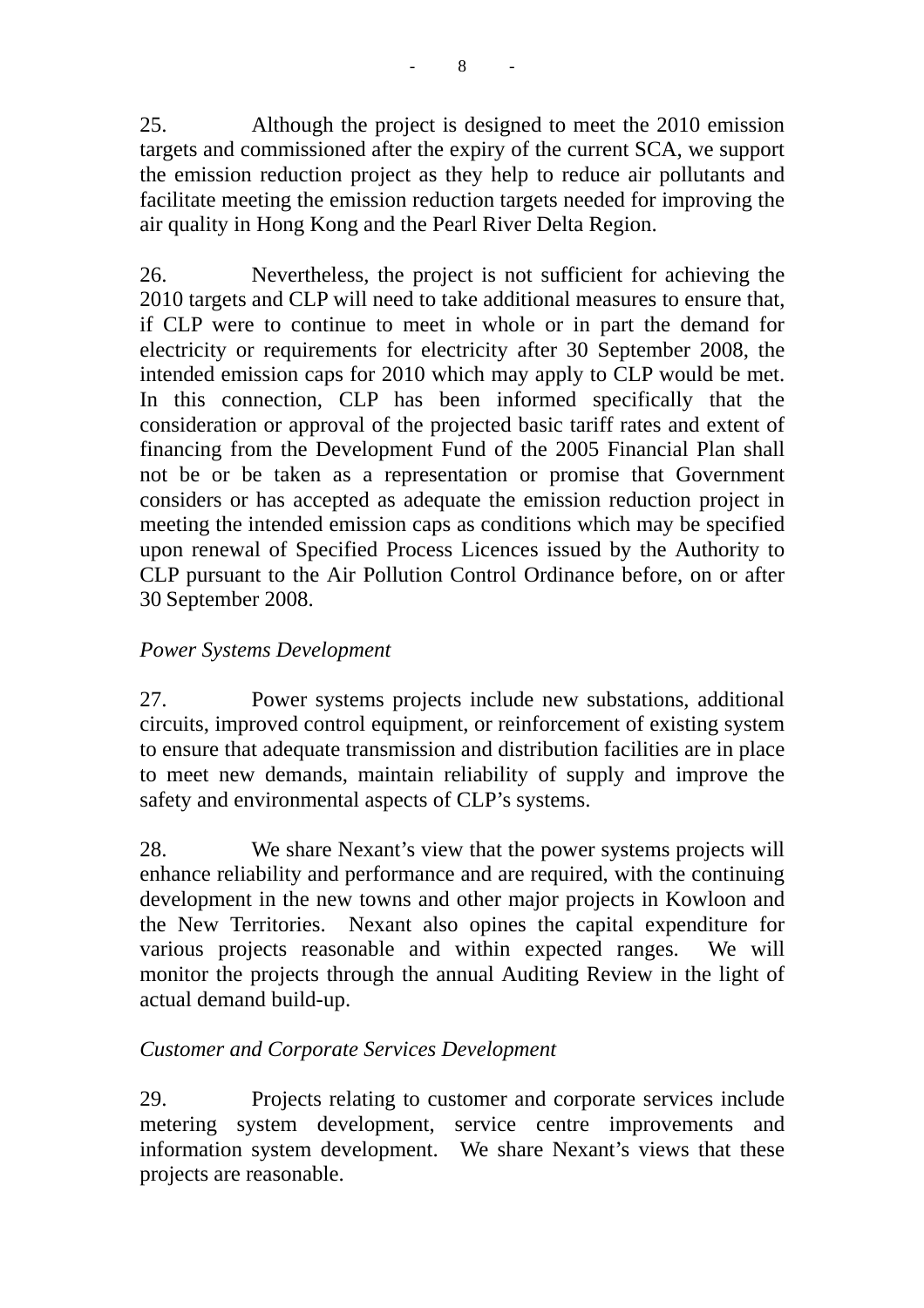25. Although the project is designed to meet the 2010 emission targets and commissioned after the expiry of the current SCA, we support the emission reduction project as they help to reduce air pollutants and facilitate meeting the emission reduction targets needed for improving the air quality in Hong Kong and the Pearl River Delta Region.

26. Nevertheless, the project is not sufficient for achieving the 2010 targets and CLP will need to take additional measures to ensure that, if CLP were to continue to meet in whole or in part the demand for electricity or requirements for electricity after 30 September 2008, the intended emission caps for 2010 which may apply to CLP would be met. In this connection, CLP has been informed specifically that the consideration or approval of the projected basic tariff rates and extent of financing from the Development Fund of the 2005 Financial Plan shall not be or be taken as a representation or promise that Government considers or has accepted as adequate the emission reduction project in meeting the intended emission caps as conditions which may be specified upon renewal of Specified Process Licences issued by the Authority to CLP pursuant to the Air Pollution Control Ordinance before, on or after 30 September 2008.

*Power Systems Development*

27. Power systems projects include new substations, additional circuits, improved control equipment, or reinforcement of existing system to ensure that adequate transmission and distribution facilities are in place to meet new demands, maintain reliability of supply and improve the safety and environmental aspects of CLP's systems.

28. We share Nexant's view that the power systems projects will enhance reliability and performance and are required, with the continuing development in the new towns and other major projects in Kowloon and the New Territories. Nexant also opines the capital expenditure for various projects reasonable and within expected ranges. We will monitor the projects through the annual Auditing Review in the light of actual demand build-up.

*Customer and Corporate Services Development*

29. Projects relating to customer and corporate services include metering system development, service centre improvements and information system development. We share Nexant's views that these projects are reasonable.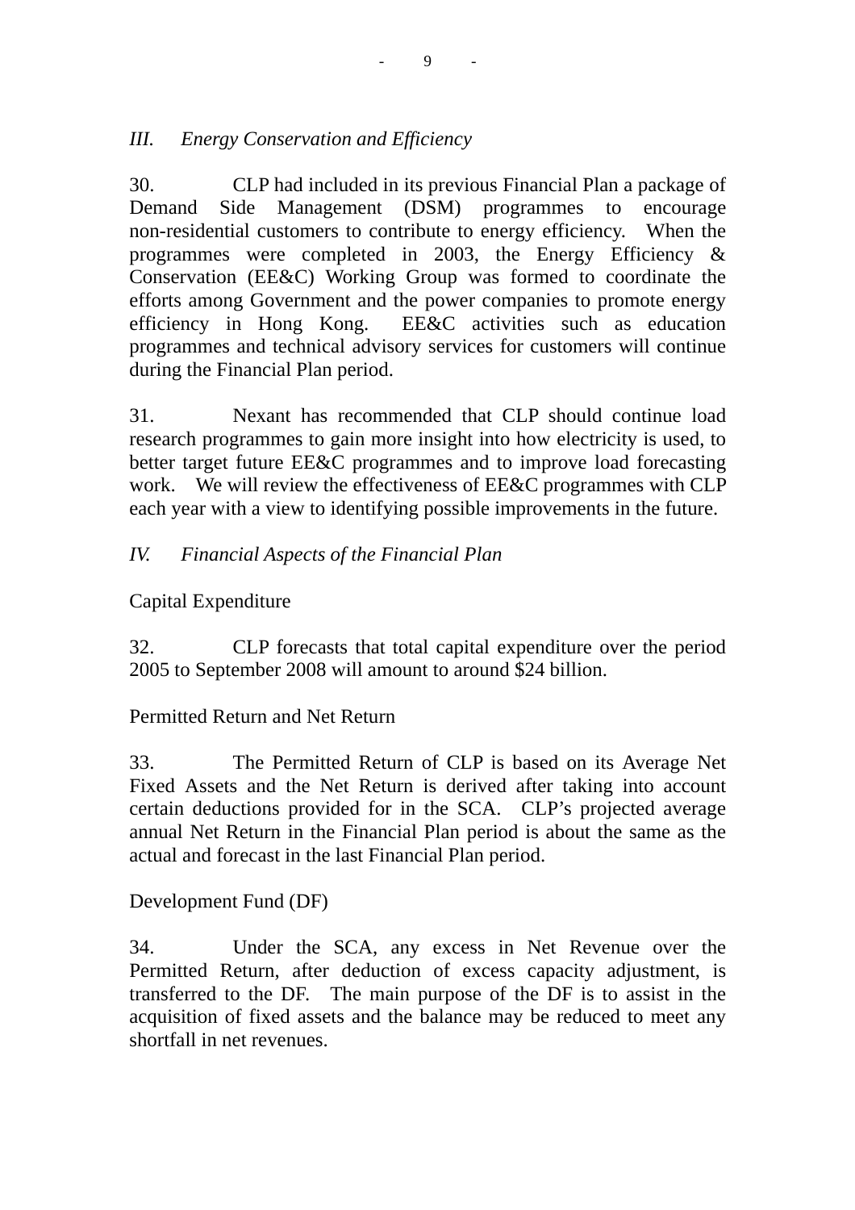*III. Energy Conservation and Efficiency*

30. CLP had included in its previous Financial Plan a package of Demand Side Management (DSM) programmes to encourage non-residential customers to contribute to energy efficiency. When the programmes were completed in 2003, the Energy Efficiency & Conservation (EE&C) Working Group was formed to coordinate the efforts among Government and the power companies to promote energy efficiency in Hong Kong. EE&C activities such as education programmes and technical advisory services for customers will continue during the Financial Plan period.

31. Nexant has recommended that CLP should continue load research programmes to gain more insight into how electricity is used, to better target future EE&C programmes and to improve load forecasting work. We will review the effectiveness of EE&C programmes with CLP each year with a view to identifying possible improvements in the future.

*IV. Financial Aspects of the Financial Plan*

Capital Expenditure

32. CLP forecasts that total capital expenditure over the period 2005 to September 2008 will amount to around $24 billion.

Permitted Return and Net Return

33. The Permitted Return of CLP is based on its Average Net Fixed Assets and the Net Return is derived after taking into account certain deductions provided for in the SCA. CLP's projected average annual Net Return in the Financial Plan period is about the same as the actual and forecast in the last Financial Plan period.

Development Fund (DF)

34. Under the SCA, any excess in Net Revenue over the Permitted Return, after deduction of excess capacity adjustment, is transferred to the DF. The main purpose of the DF is to assist in the acquisition of fixed assets and the balance may be reduced to meet any shortfall in net revenues.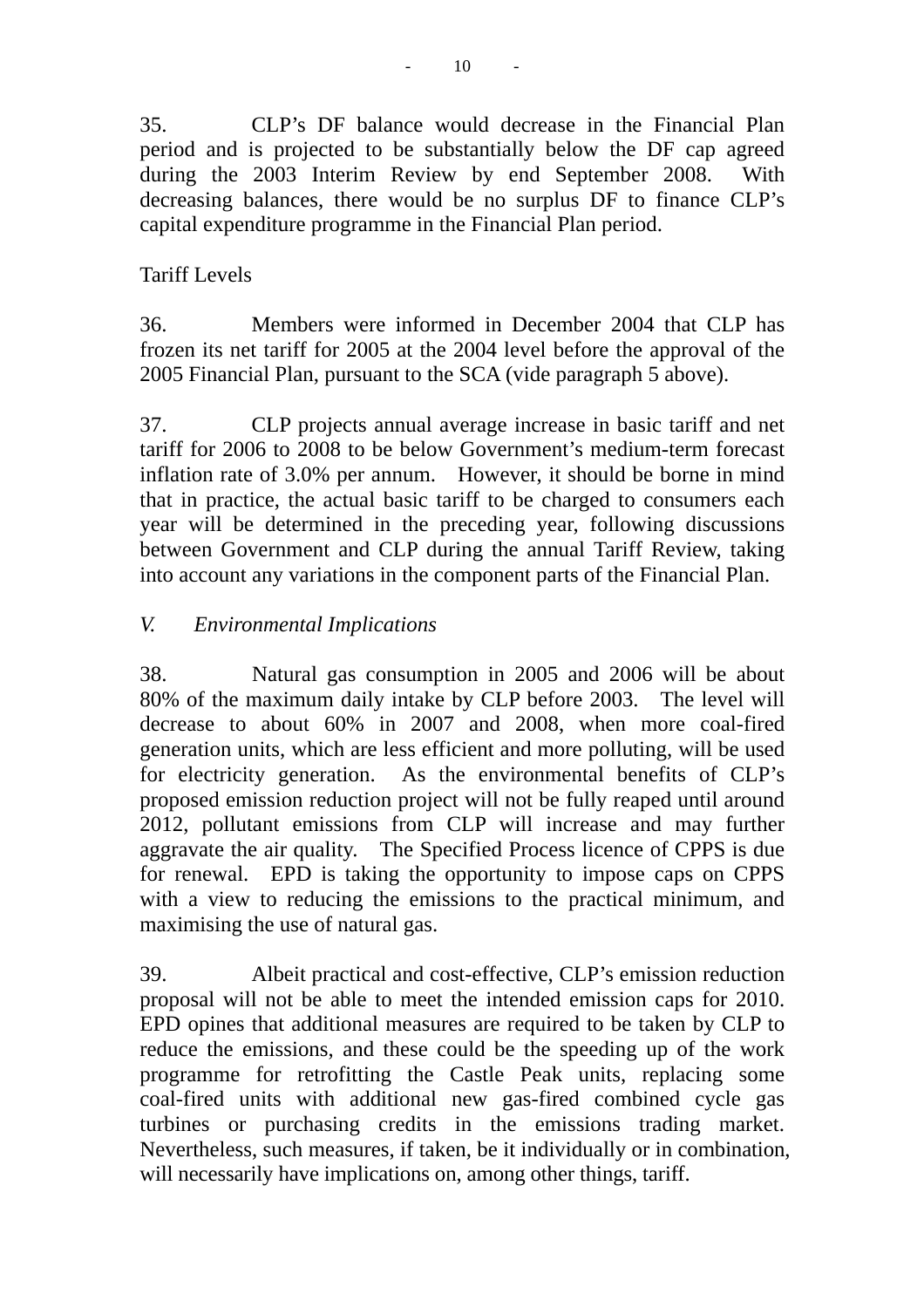35. CLP's DF balance would decrease in the Financial Plan period and is projected to be substantially below the DF cap agreed during the 2003 Interim Review by end September 2008. With decreasing balances, there would be no surplus DF to finance CLP's capital expenditure programme in the Financial Plan period.

Tariff Levels

36. Members were informed in December 2004 that CLP has frozen its net tariff for 2005 at the 2004 level before the approval of the 2005 Financial Plan, pursuant to the SCA (vide paragraph 5 above).

37. CLP projects annual average increase in basic tariff and net tariff for 2006 to 2008 to be below Government's medium-term forecast inflation rate of 3.0% per annum. However, it should be borne in mind that in practice, the actual basic tariff to be charged to consumers each year will be determined in the preceding year, following discussions between Government and CLP during the annual Tariff Review, taking into account any variations in the component parts of the Financial Plan.

## *V. Environmental Implications*

38. Natural gas consumption in 2005 and 2006 will be about 80% of the maximum daily intake by CLP before 2003. The level will decrease to about 60% in 2007 and 2008, when more coal-fired generation units, which are less efficient and more polluting, will be used for electricity generation. As the environmental benefits of CLP's proposed emission reduction project will not be fully reaped until around 2012, pollutant emissions from CLP will increase and may further aggravate the air quality. The Specified Process licence of CPPS is due for renewal. EPD is taking the opportunity to impose caps on CPPS with a view to reducing the emissions to the practical minimum, and maximising the use of natural gas.

39. Albeit practical and cost-effective, CLP's emission reduction proposal will not be able to meet the intended emission caps for 2010. EPD opines that additional measures are required to be taken by CLP to reduce the emissions, and these could be the speeding up of the work programme for retrofitting the Castle Peak units, replacing some coal-fired units with additional new gas-fired combined cycle gas turbines or purchasing credits in the emissions trading market. Nevertheless, such measures, if taken, be it individually or in combination, will necessarily have implications on, among other things, tariff.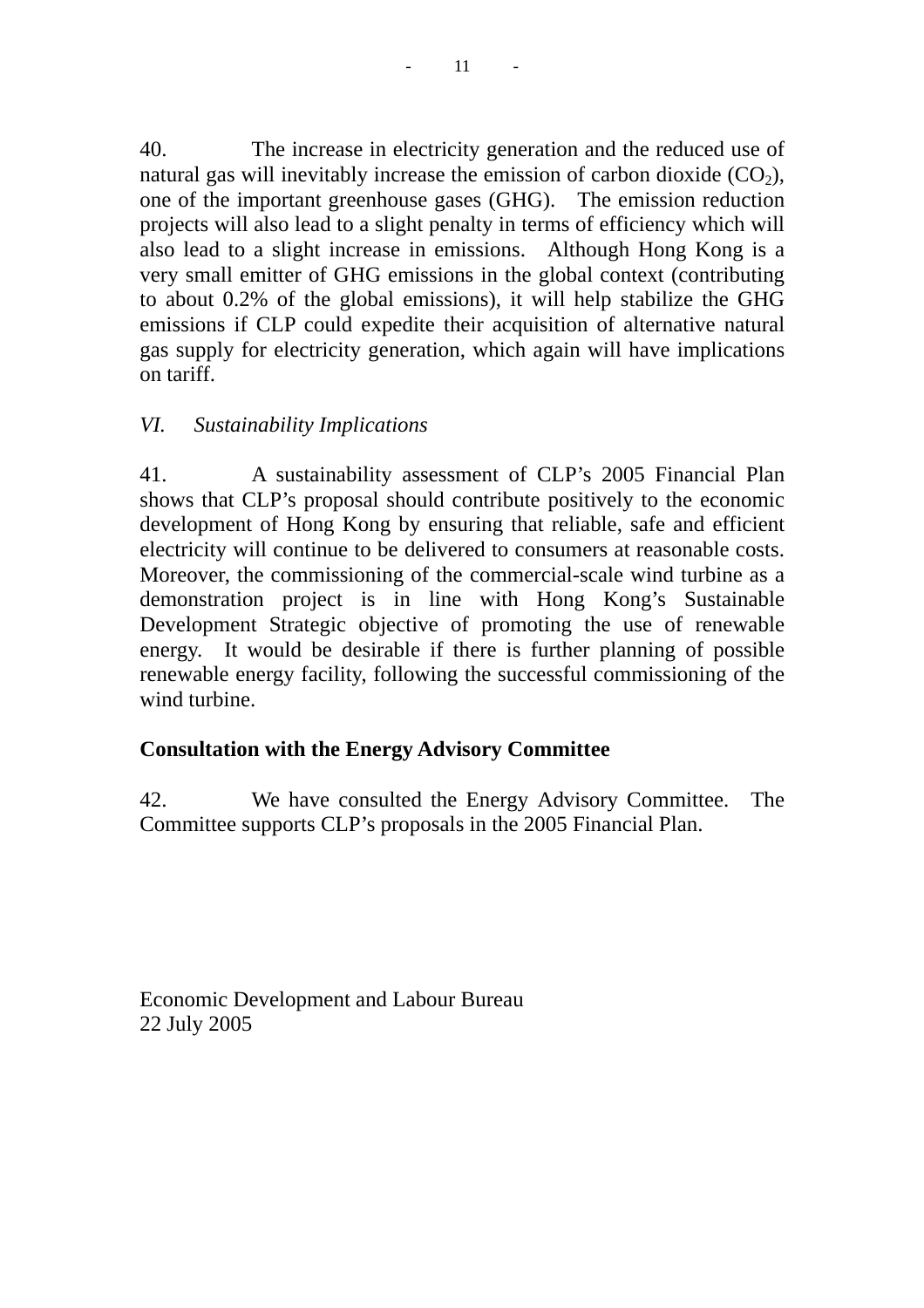40. The increase in electricity generation and the reduced use of natural gas will inevitably increase the emission of carbon dioxide ($CO_2$), one of the important greenhouse gases (GHG). The emission reduction projects will also lead to a slight penalty in terms of efficiency which will also lead to a slight increase in emissions. Although Hong Kong is a very small emitter of GHG emissions in the global context (contributing to about 0.2% of the global emissions), it will help stabilize the GHG emissions if CLP could expedite their acquisition of alternative natural gas supply for electricity generation, which again will have implications on tariff.

*VI. Sustainability Implications*

41. A sustainability assessment of CLP's 2005 Financial Plan shows that CLP's proposal should contribute positively to the economic development of Hong Kong by ensuring that reliable, safe and efficient electricity will continue to be delivered to consumers at reasonable costs. Moreover, the commissioning of the commercial-scale wind turbine as a demonstration project is in line with Hong Kong's Sustainable Development Strategic objective of promoting the use of renewable energy. It would be desirable if there is further planning of possible renewable energy facility, following the successful commissioning of the wind turbine.

**Consultation with the Energy Advisory Committee**

42. We have consulted the Energy Advisory Committee. The Committee supports CLP's proposals in the 2005 Financial Plan.

Economic Development and Labour Bureau
22 July 2005